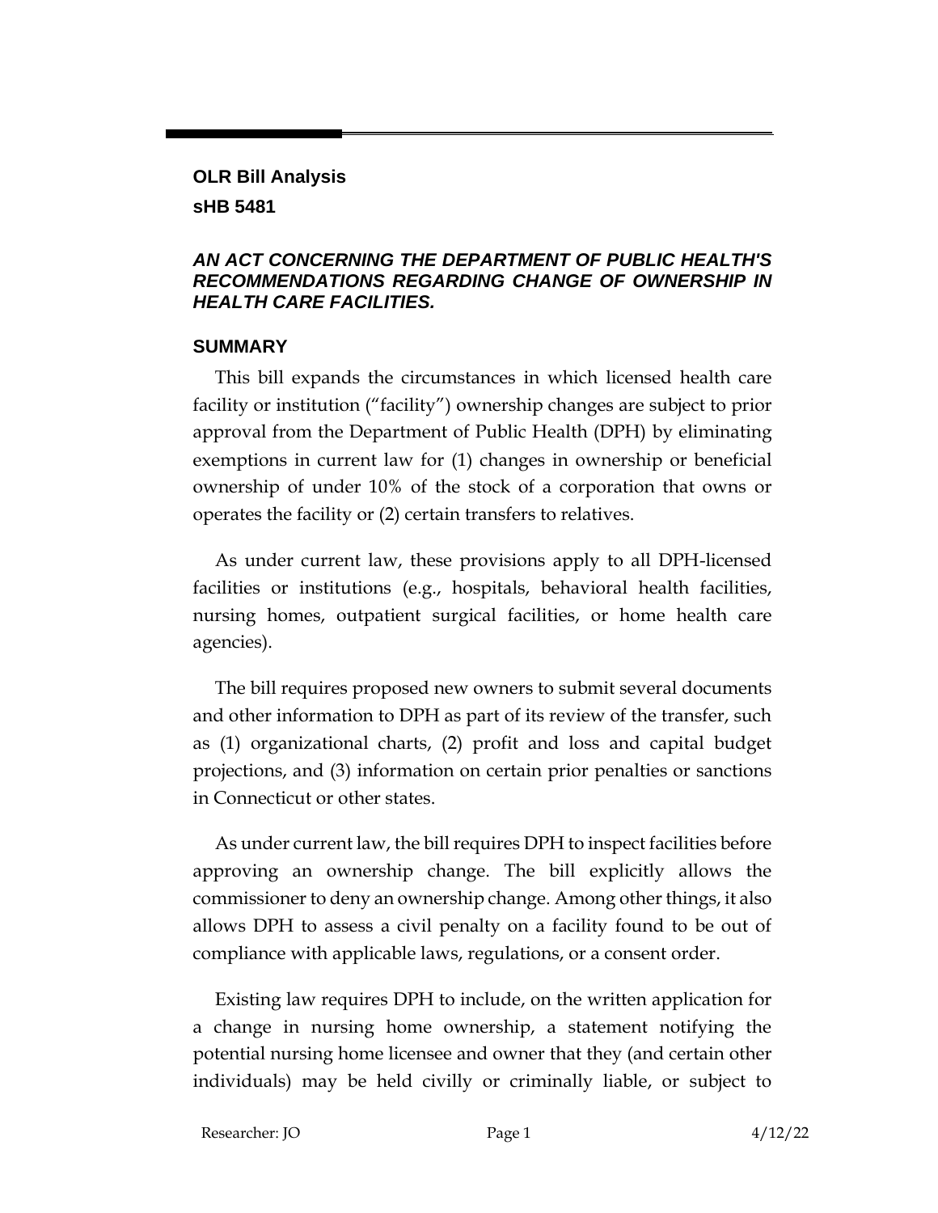**OLR Bill Analysis**

**sHB 5481**

***AN ACT CONCERNING THE DEPARTMENT OF PUBLIC HEALTH'S RECOMMENDATIONS REGARDING CHANGE OF OWNERSHIP IN HEALTH CARE FACILITIES.***

## SUMMARY

This bill expands the circumstances in which licensed health care facility or institution ("facility") ownership changes are subject to prior approval from the Department of Public Health (DPH) by eliminating exemptions in current law for (1) changes in ownership or beneficial ownership of under 10% of the stock of a corporation that owns or operates the facility or (2) certain transfers to relatives.

As under current law, these provisions apply to all DPH-licensed facilities or institutions (e.g., hospitals, behavioral health facilities, nursing homes, outpatient surgical facilities, or home health care agencies).

The bill requires proposed new owners to submit several documents and other information to DPH as part of its review of the transfer, such as (1) organizational charts, (2) profit and loss and capital budget projections, and (3) information on certain prior penalties or sanctions in Connecticut or other states.

As under current law, the bill requires DPH to inspect facilities before approving an ownership change. The bill explicitly allows the commissioner to deny an ownership change. Among other things, it also allows DPH to assess a civil penalty on a facility found to be out of compliance with applicable laws, regulations, or a consent order.

Existing law requires DPH to include, on the written application for a change in nursing home ownership, a statement notifying the potential nursing home licensee and owner that they (and certain other individuals) may be held civilly or criminally liable, or subject to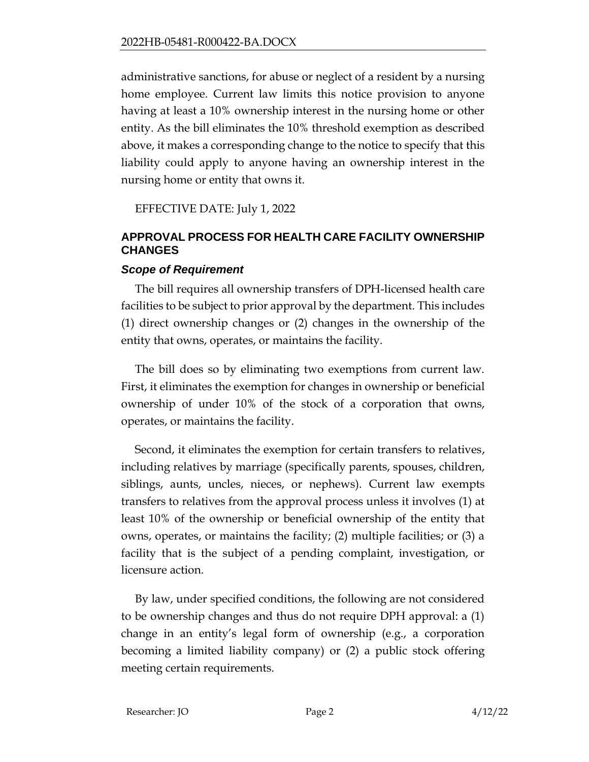administrative sanctions, for abuse or neglect of a resident by a nursing home employee. Current law limits this notice provision to anyone having at least a 10% ownership interest in the nursing home or other entity. As the bill eliminates the 10% threshold exemption as described above, it makes a corresponding change to the notice to specify that this liability could apply to anyone having an ownership interest in the nursing home or entity that owns it.

EFFECTIVE DATE: July 1, 2022

## APPROVAL PROCESS FOR HEALTH CARE FACILITY OWNERSHIP CHANGES

### *Scope of Requirement*

The bill requires all ownership transfers of DPH-licensed health care facilities to be subject to prior approval by the department. This includes (1) direct ownership changes or (2) changes in the ownership of the entity that owns, operates, or maintains the facility.

The bill does so by eliminating two exemptions from current law. First, it eliminates the exemption for changes in ownership or beneficial ownership of under 10% of the stock of a corporation that owns, operates, or maintains the facility.

Second, it eliminates the exemption for certain transfers to relatives, including relatives by marriage (specifically parents, spouses, children, siblings, aunts, uncles, nieces, or nephews). Current law exempts transfers to relatives from the approval process unless it involves (1) at least 10% of the ownership or beneficial ownership of the entity that owns, operates, or maintains the facility; (2) multiple facilities; or (3) a facility that is the subject of a pending complaint, investigation, or licensure action.

By law, under specified conditions, the following are not considered to be ownership changes and thus do not require DPH approval: a (1) change in an entity's legal form of ownership (e.g., a corporation becoming a limited liability company) or (2) a public stock offering meeting certain requirements.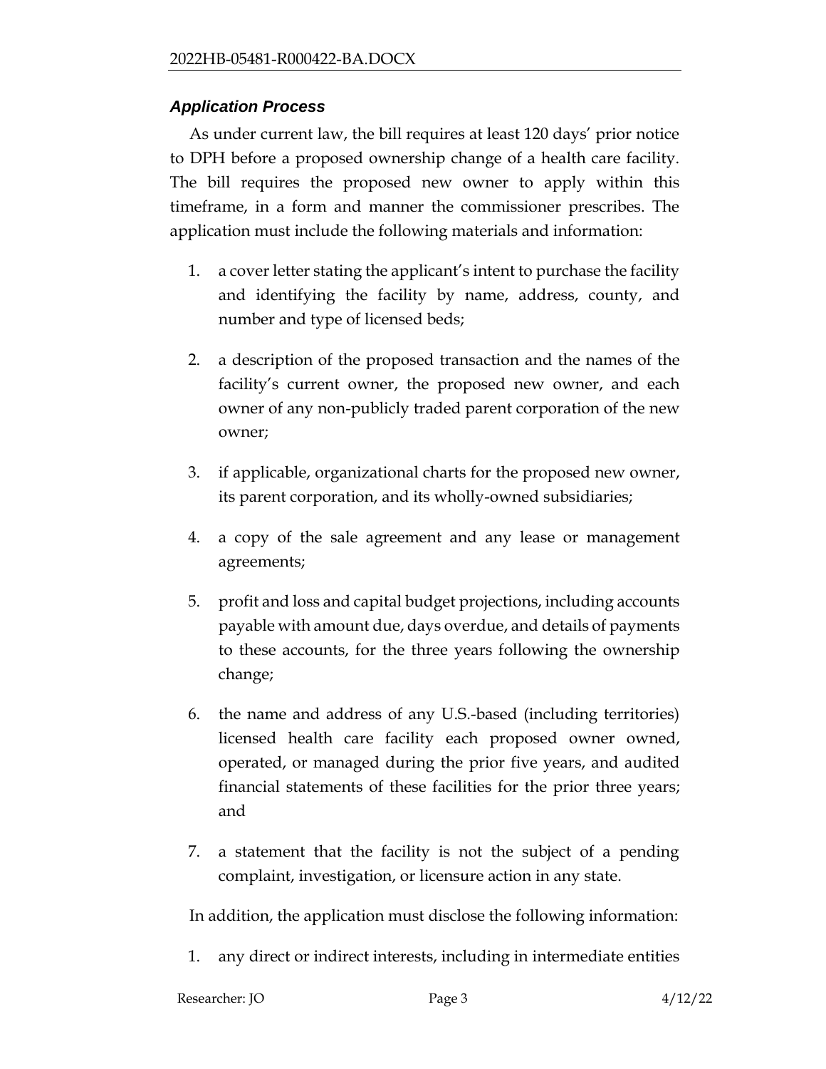### *Application Process*

As under current law, the bill requires at least 120 days' prior notice to DPH before a proposed ownership change of a health care facility. The bill requires the proposed new owner to apply within this timeframe, in a form and manner the commissioner prescribes. The application must include the following materials and information:

1. a cover letter stating the applicant's intent to purchase the facility and identifying the facility by name, address, county, and number and type of licensed beds;

2. a description of the proposed transaction and the names of the facility's current owner, the proposed new owner, and each owner of any non-publicly traded parent corporation of the new owner;

3. if applicable, organizational charts for the proposed new owner, its parent corporation, and its wholly-owned subsidiaries;

4. a copy of the sale agreement and any lease or management agreements;

5. profit and loss and capital budget projections, including accounts payable with amount due, days overdue, and details of payments to these accounts, for the three years following the ownership change;

6. the name and address of any U.S.-based (including territories) licensed health care facility each proposed owner owned, operated, or managed during the prior five years, and audited financial statements of these facilities for the prior three years; and

7. a statement that the facility is not the subject of a pending complaint, investigation, or licensure action in any state.

In addition, the application must disclose the following information:

1. any direct or indirect interests, including in intermediate entities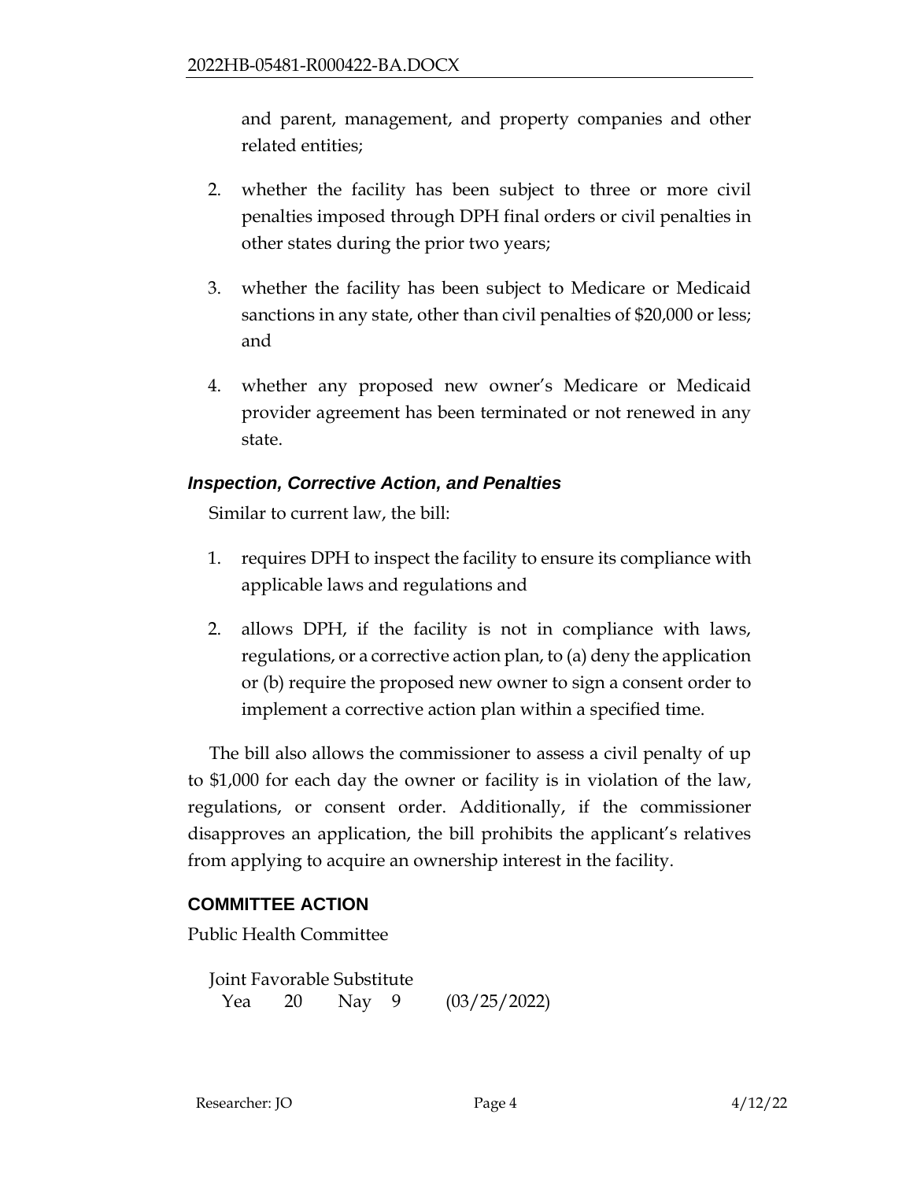and parent, management, and property companies and other related entities;

2. whether the facility has been subject to three or more civil penalties imposed through DPH final orders or civil penalties in other states during the prior two years;

3. whether the facility has been subject to Medicare or Medicaid sanctions in any state, other than civil penalties of $20,000 or less; and

4. whether any proposed new owner's Medicare or Medicaid provider agreement has been terminated or not renewed in any state.

### *Inspection, Corrective Action, and Penalties*

Similar to current law, the bill:

1. requires DPH to inspect the facility to ensure its compliance with applicable laws and regulations and

2. allows DPH, if the facility is not in compliance with laws, regulations, or a corrective action plan, to (a) deny the application or (b) require the proposed new owner to sign a consent order to implement a corrective action plan within a specified time.

The bill also allows the commissioner to assess a civil penalty of up to $1,000 for each day the owner or facility is in violation of the law, regulations, or consent order. Additionally, if the commissioner disapproves an application, the bill prohibits the applicant's relatives from applying to acquire an ownership interest in the facility.

## COMMITTEE ACTION

Public Health Committee

Joint Favorable Substitute
Yea 20 Nay 9 (03/25/2022)